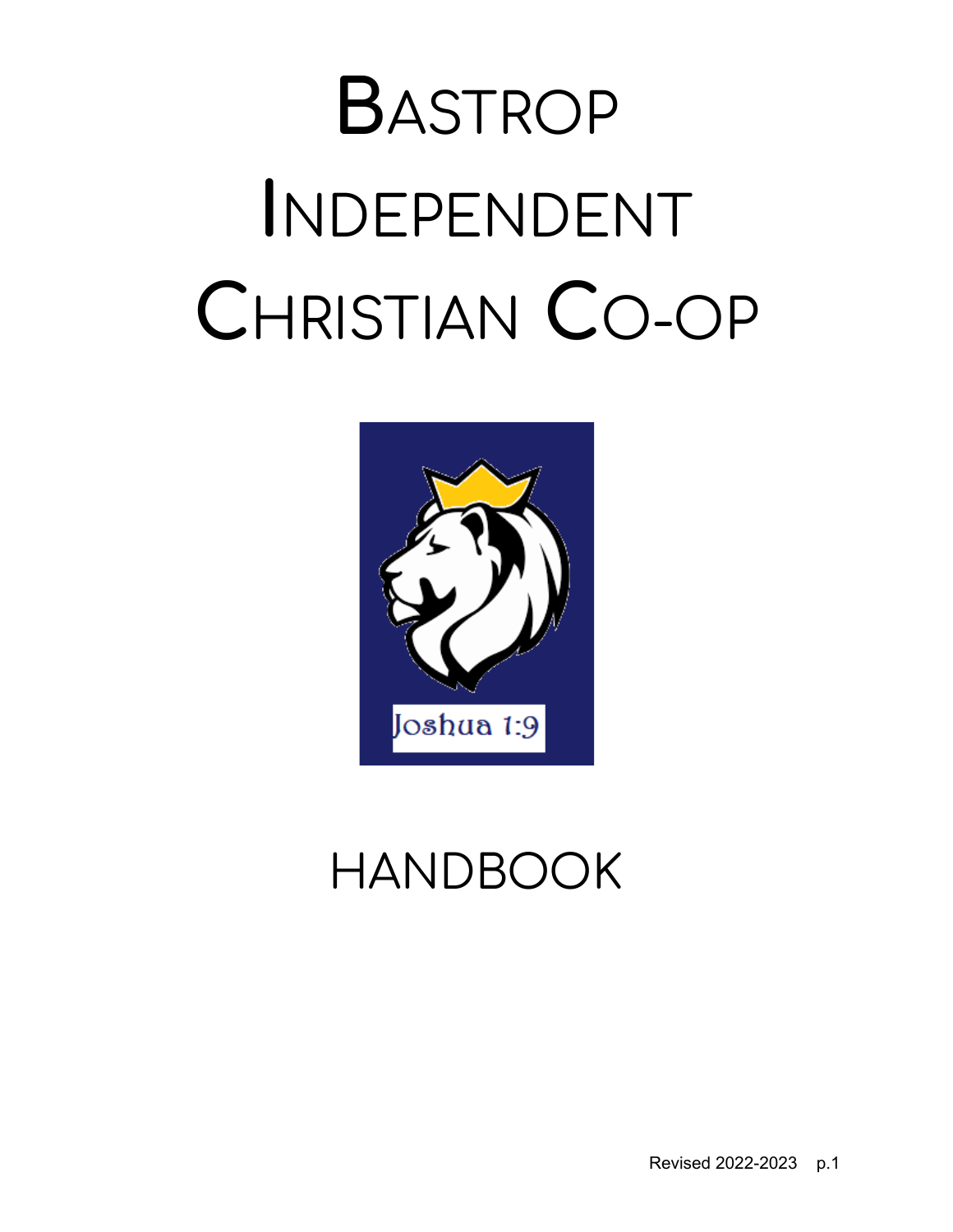# Bastrop Independent Christian Co-op

Joshua 1:9

## HANDBOOK

Revised 2022-2023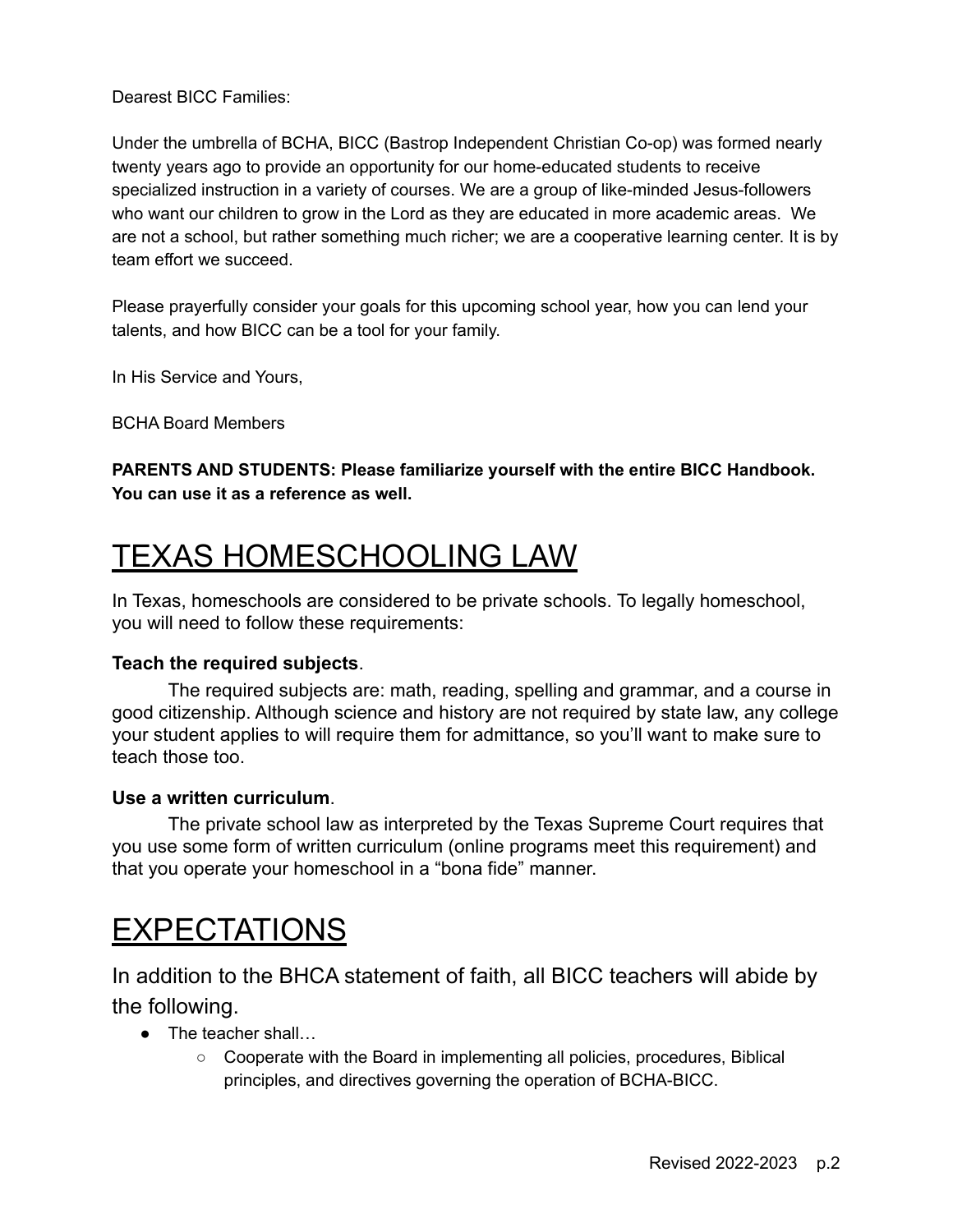Dearest BICC Families:

Under the umbrella of BCHA, BICC (Bastrop Independent Christian Co-op) was formed nearly twenty years ago to provide an opportunity for our home-educated students to receive specialized instruction in a variety of courses. We are a group of like-minded Jesus-followers who want our children to grow in the Lord as they are educated in more academic areas. We are not a school, but rather something much richer; we are a cooperative learning center. It is by team effort we succeed.

Please prayerfully consider your goals for this upcoming school year, how you can lend your talents, and how BICC can be a tool for your family.

In His Service and Yours,

BCHA Board Members

**PARENTS AND STUDENTS: Please familiarize yourself with the entire BICC Handbook. You can use it as a reference as well.**

# TEXAS HOMESCHOOLING LAW

In Texas, homeschools are considered to be private schools. To legally homeschool, you will need to follow these requirements:

**Teach the required subjects**.

The required subjects are: math, reading, spelling and grammar, and a course in good citizenship. Although science and history are not required by state law, any college your student applies to will require them for admittance, so you'll want to make sure to teach those too.

**Use a written curriculum**.

The private school law as interpreted by the Texas Supreme Court requires that you use some form of written curriculum (online programs meet this requirement) and that you operate your homeschool in a "bona fide" manner.

# EXPECTATIONS

## In addition to the BHCA statement of faith, all BICC teachers will abide by the following.

- The teacher shall…
  - Cooperate with the Board in implementing all policies, procedures, Biblical principles, and directives governing the operation of BCHA-BICC.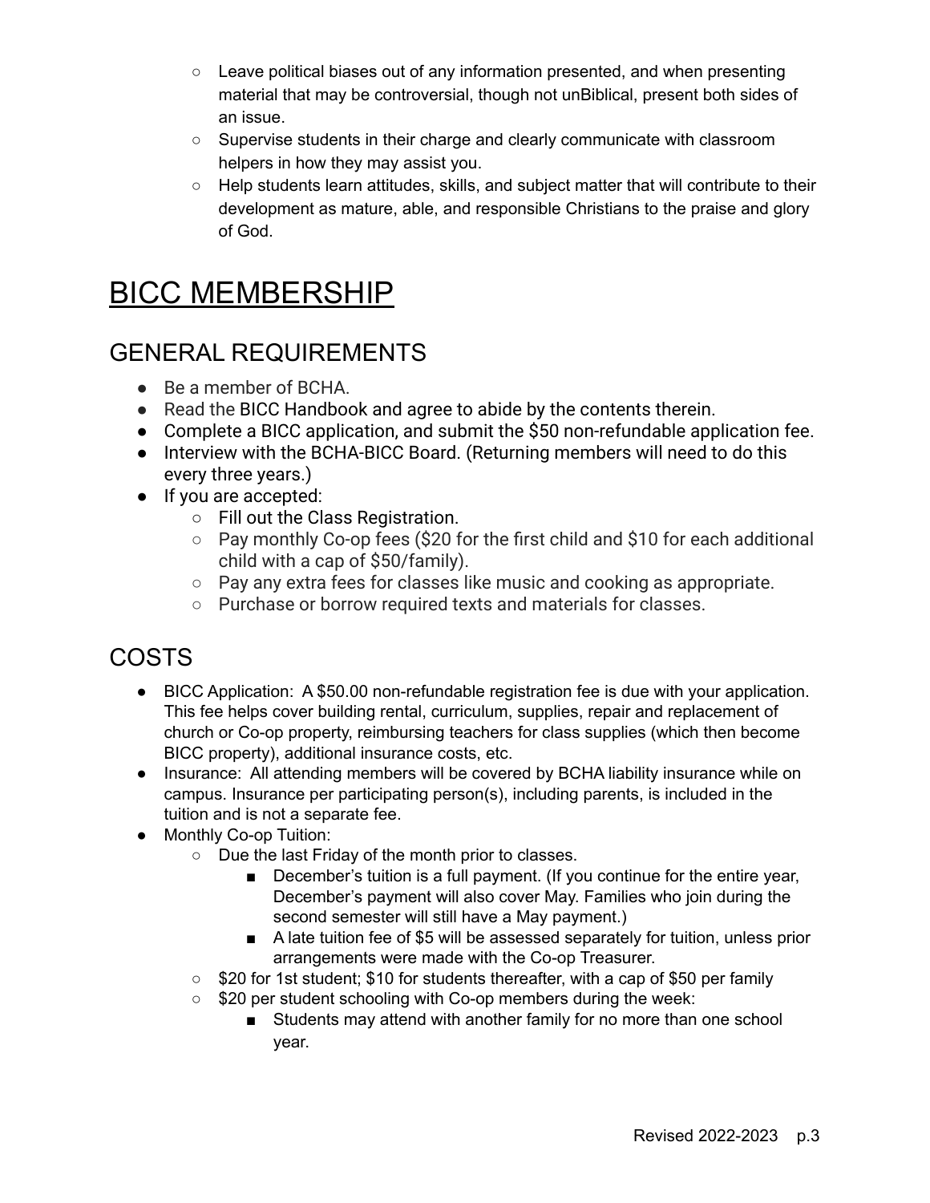- Leave political biases out of any information presented, and when presenting material that may be controversial, though not unBiblical, present both sides of an issue.
    - Supervise students in their charge and clearly communicate with classroom helpers in how they may assist you.
    - Help students learn attitudes, skills, and subject matter that will contribute to their development as mature, able, and responsible Christians to the praise and glory of God.

# BICC MEMBERSHIP

## GENERAL REQUIREMENTS

- Be a member of BCHA.
- Read the BICC Handbook and agree to abide by the contents therein.
- Complete a BICC application, and submit the $50 non-refundable application fee.
- Interview with the BCHA-BICC Board. (Returning members will need to do this every three years.)
- If you are accepted:
    - Fill out the Class Registration.
    - Pay monthly Co-op fees ($20 for the first child and $10 for each additional child with a cap of $50/family).
    - Pay any extra fees for classes like music and cooking as appropriate.
    - Purchase or borrow required texts and materials for classes.

## COSTS

- BICC Application: A $50.00 non-refundable registration fee is due with your application. This fee helps cover building rental, curriculum, supplies, repair and replacement of church or Co-op property, reimbursing teachers for class supplies (which then become BICC property), additional insurance costs, etc.
- Insurance: All attending members will be covered by BCHA liability insurance while on campus. Insurance per participating person(s), including parents, is included in the tuition and is not a separate fee.
- Monthly Co-op Tuition:
    - Due the last Friday of the month prior to classes.
        - December's tuition is a full payment. (If you continue for the entire year, December's payment will also cover May. Families who join during the second semester will still have a May payment.)
        - A late tuition fee of $5 will be assessed separately for tuition, unless prior arrangements were made with the Co-op Treasurer.
    - $20 for 1st student; $10 for students thereafter, with a cap of $50 per family
    - $20 per student schooling with Co-op members during the week:
        - Students may attend with another family for no more than one school year.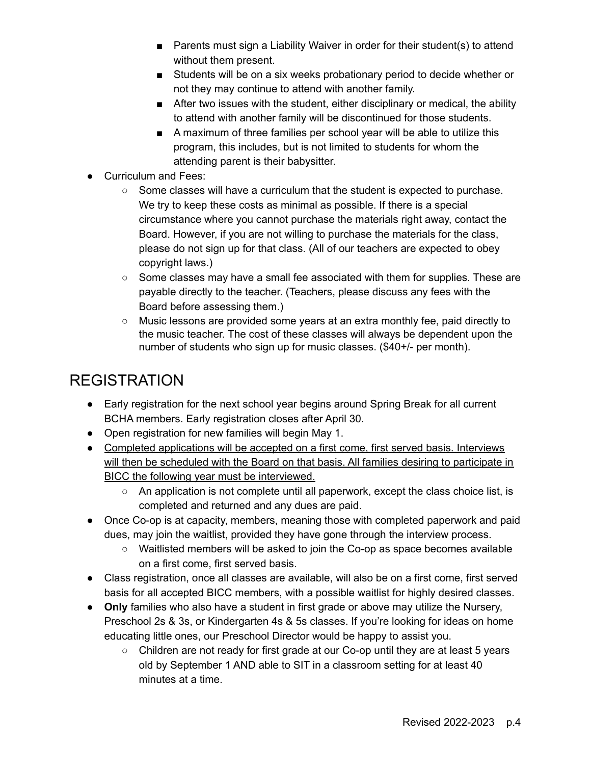- Parents must sign a Liability Waiver in order for their student(s) to attend without them present.
        - Students will be on a six weeks probationary period to decide whether or not they may continue to attend with another family.
        - After two issues with the student, either disciplinary or medical, the ability to attend with another family will be discontinued for those students.
        - A maximum of three families per school year will be able to utilize this program, this includes, but is not limited to students for whom the attending parent is their babysitter.
- Curriculum and Fees:
    - Some classes will have a curriculum that the student is expected to purchase. We try to keep these costs as minimal as possible. If there is a special circumstance where you cannot purchase the materials right away, contact the Board. However, if you are not willing to purchase the materials for the class, please do not sign up for that class. (All of our teachers are expected to obey copyright laws.)
    - Some classes may have a small fee associated with them for supplies. These are payable directly to the teacher. (Teachers, please discuss any fees with the Board before assessing them.)
    - Music lessons are provided some years at an extra monthly fee, paid directly to the music teacher. The cost of these classes will always be dependent upon the number of students who sign up for music classes. ($40+/- per month).

# REGISTRATION

- Early registration for the next school year begins around Spring Break for all current BCHA members. Early registration closes after April 30.
- Open registration for new families will begin May 1.
- <u>Completed applications will be accepted on a first come, first served basis. Interviews will then be scheduled with the Board on that basis. All families desiring to participate in BICC the following year must be interviewed.</u>
    - An application is not complete until all paperwork, except the class choice list, is completed and returned and any dues are paid.
- Once Co-op is at capacity, members, meaning those with completed paperwork and paid dues, may join the waitlist, provided they have gone through the interview process.
    - Waitlisted members will be asked to join the Co-op as space becomes available on a first come, first served basis.
- Class registration, once all classes are available, will also be on a first come, first served basis for all accepted BICC members, with a possible waitlist for highly desired classes.
- **Only** families who also have a student in first grade or above may utilize the Nursery, Preschool 2s & 3s, or Kindergarten 4s & 5s classes. If you're looking for ideas on home educating little ones, our Preschool Director would be happy to assist you.
    - Children are not ready for first grade at our Co-op until they are at least 5 years old by September 1 AND able to SIT in a classroom setting for at least 40 minutes at a time.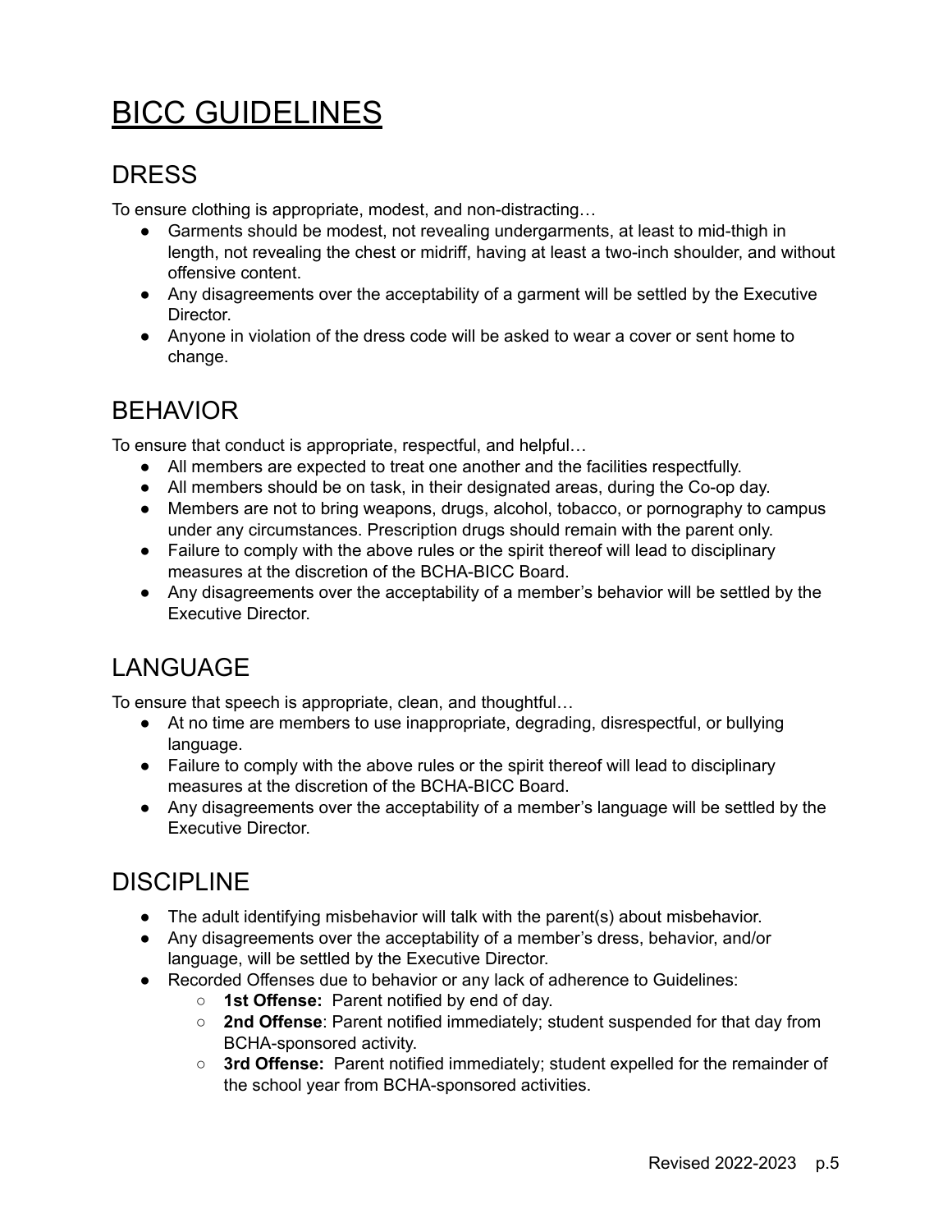# BICC GUIDELINES

## DRESS

To ensure clothing is appropriate, modest, and non-distracting…

- Garments should be modest, not revealing undergarments, at least to mid-thigh in length, not revealing the chest or midriff, having at least a two-inch shoulder, and without offensive content.
- Any disagreements over the acceptability of a garment will be settled by the Executive Director.
- Anyone in violation of the dress code will be asked to wear a cover or sent home to change.

## BEHAVIOR

To ensure that conduct is appropriate, respectful, and helpful…

- All members are expected to treat one another and the facilities respectfully.
- All members should be on task, in their designated areas, during the Co-op day.
- Members are not to bring weapons, drugs, alcohol, tobacco, or pornography to campus under any circumstances. Prescription drugs should remain with the parent only.
- Failure to comply with the above rules or the spirit thereof will lead to disciplinary measures at the discretion of the BCHA-BICC Board.
- Any disagreements over the acceptability of a member's behavior will be settled by the Executive Director.

## LANGUAGE

To ensure that speech is appropriate, clean, and thoughtful…

- At no time are members to use inappropriate, degrading, disrespectful, or bullying language.
- Failure to comply with the above rules or the spirit thereof will lead to disciplinary measures at the discretion of the BCHA-BICC Board.
- Any disagreements over the acceptability of a member's language will be settled by the Executive Director.

## DISCIPLINE

- The adult identifying misbehavior will talk with the parent(s) about misbehavior.
- Any disagreements over the acceptability of a member's dress, behavior, and/or language, will be settled by the Executive Director.
- Recorded Offenses due to behavior or any lack of adherence to Guidelines:
  - **1st Offense:** Parent notified by end of day.
  - **2nd Offense**: Parent notified immediately; student suspended for that day from BCHA-sponsored activity.
  - **3rd Offense:** Parent notified immediately; student expelled for the remainder of the school year from BCHA-sponsored activities.

Revised 2022-2023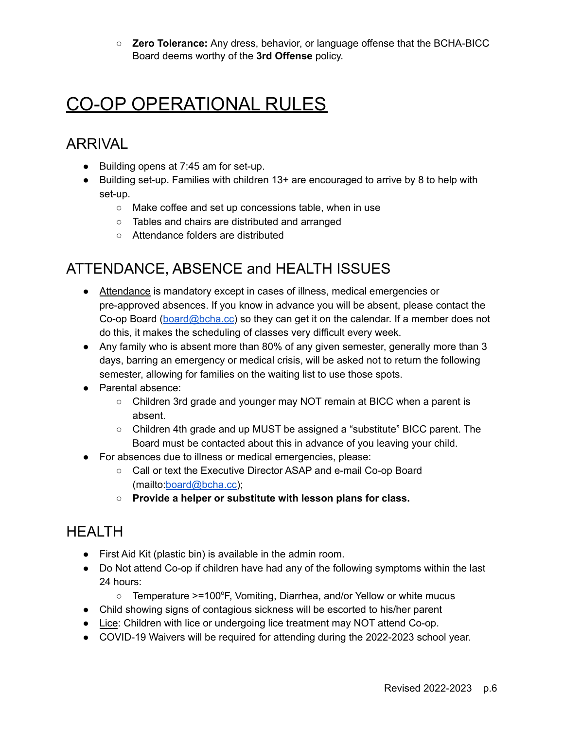- **Zero Tolerance:** Any dress, behavior, or language offense that the BCHA-BICC Board deems worthy of the **3rd Offense** policy.

# CO-OP OPERATIONAL RULES

## ARRIVAL

- Building opens at 7:45 am for set-up.
- Building set-up. Families with children 13+ are encouraged to arrive by 8 to help with set-up.
  - Make coffee and set up concessions table, when in use
  - Tables and chairs are distributed and arranged
  - Attendance folders are distributed

## ATTENDANCE, ABSENCE and HEALTH ISSUES

- Attendance is mandatory except in cases of illness, medical emergencies or pre-approved absences. If you know in advance you will be absent, please contact the Co-op Board (board@bcha.cc) so they can get it on the calendar. If a member does not do this, it makes the scheduling of classes very difficult every week.
- Any family who is absent more than 80% of any given semester, generally more than 3 days, barring an emergency or medical crisis, will be asked not to return the following semester, allowing for families on the waiting list to use those spots.
- Parental absence:
  - Children 3rd grade and younger may NOT remain at BICC when a parent is absent.
  - Children 4th grade and up MUST be assigned a "substitute" BICC parent. The Board must be contacted about this in advance of you leaving your child.
- For absences due to illness or medical emergencies, please:
  - Call or text the Executive Director ASAP and e-mail Co-op Board (mailto:board@bcha.cc);
  - **Provide a helper or substitute with lesson plans for class.**

## HEALTH

- First Aid Kit (plastic bin) is available in the admin room.
- Do Not attend Co-op if children have had any of the following symptoms within the last 24 hours:
  - Temperature >=100°F, Vomiting, Diarrhea, and/or Yellow or white mucus
- Child showing signs of contagious sickness will be escorted to his/her parent
- Lice: Children with lice or undergoing lice treatment may NOT attend Co-op.
- COVID-19 Waivers will be required for attending during the 2022-2023 school year.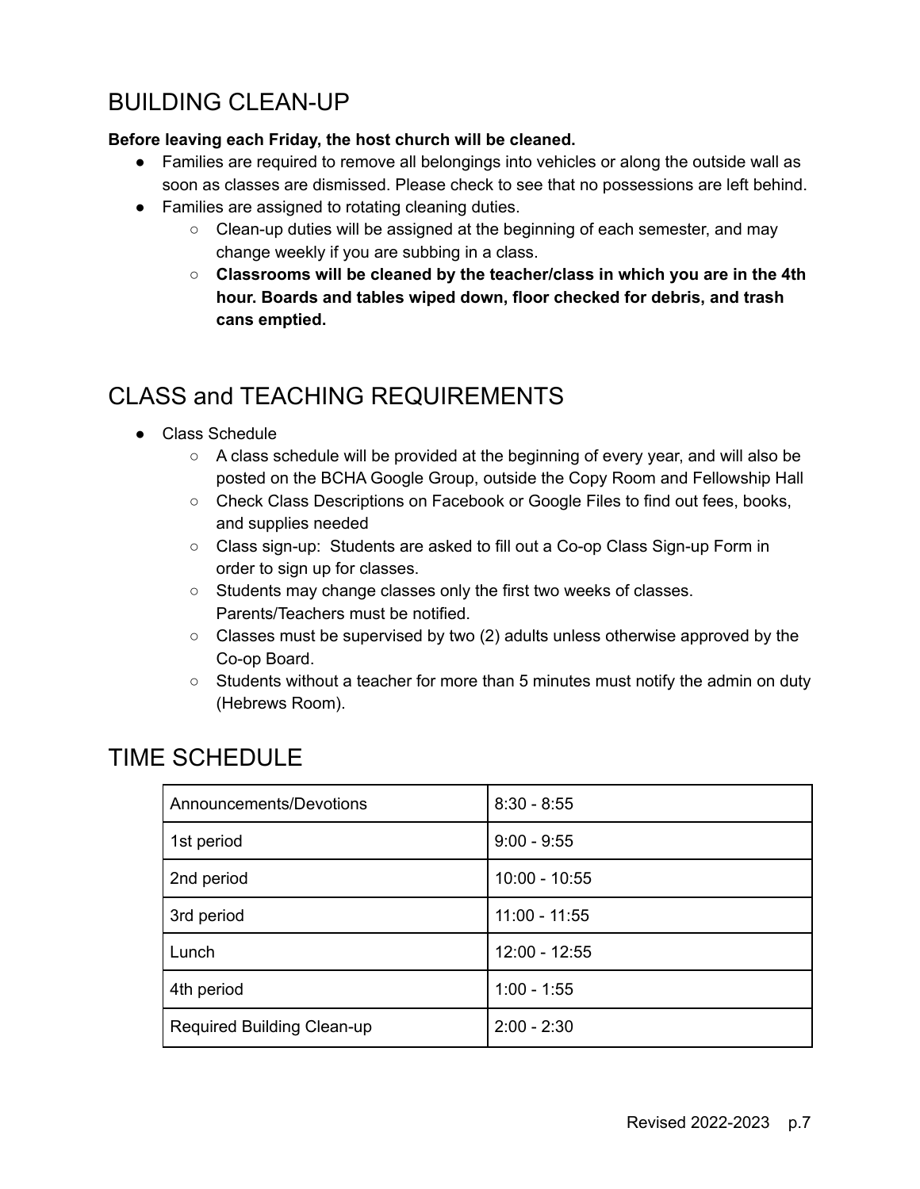## BUILDING CLEAN-UP

**Before leaving each Friday, the host church will be cleaned.**

- Families are required to remove all belongings into vehicles or along the outside wall as soon as classes are dismissed. Please check to see that no possessions are left behind.
- Families are assigned to rotating cleaning duties.
    - Clean-up duties will be assigned at the beginning of each semester, and may change weekly if you are subbing in a class.
    - **Classrooms will be cleaned by the teacher/class in which you are in the 4th hour. Boards and tables wiped down, floor checked for debris, and trash cans emptied.**

## CLASS and TEACHING REQUIREMENTS

- Class Schedule
    - A class schedule will be provided at the beginning of every year, and will also be posted on the BCHA Google Group, outside the Copy Room and Fellowship Hall
    - Check Class Descriptions on Facebook or Google Files to find out fees, books, and supplies needed
    - Class sign-up: Students are asked to fill out a Co-op Class Sign-up Form in order to sign up for classes.
    - Students may change classes only the first two weeks of classes. Parents/Teachers must be notified.
    - Classes must be supervised by two (2) adults unless otherwise approved by the Co-op Board.
    - Students without a teacher for more than 5 minutes must notify the admin on duty (Hebrews Room).

## TIME SCHEDULE

| | |
|---|---|
| Announcements/Devotions | 8:30 - 8:55 |
| 1st period | 9:00 - 9:55 |
| 2nd period | 10:00 - 10:55 |
| 3rd period | 11:00 - 11:55 |
| Lunch | 12:00 - 12:55 |
| 4th period | 1:00 - 1:55 |
| Required Building Clean-up | 2:00 - 2:30 |

Revised 2022-2023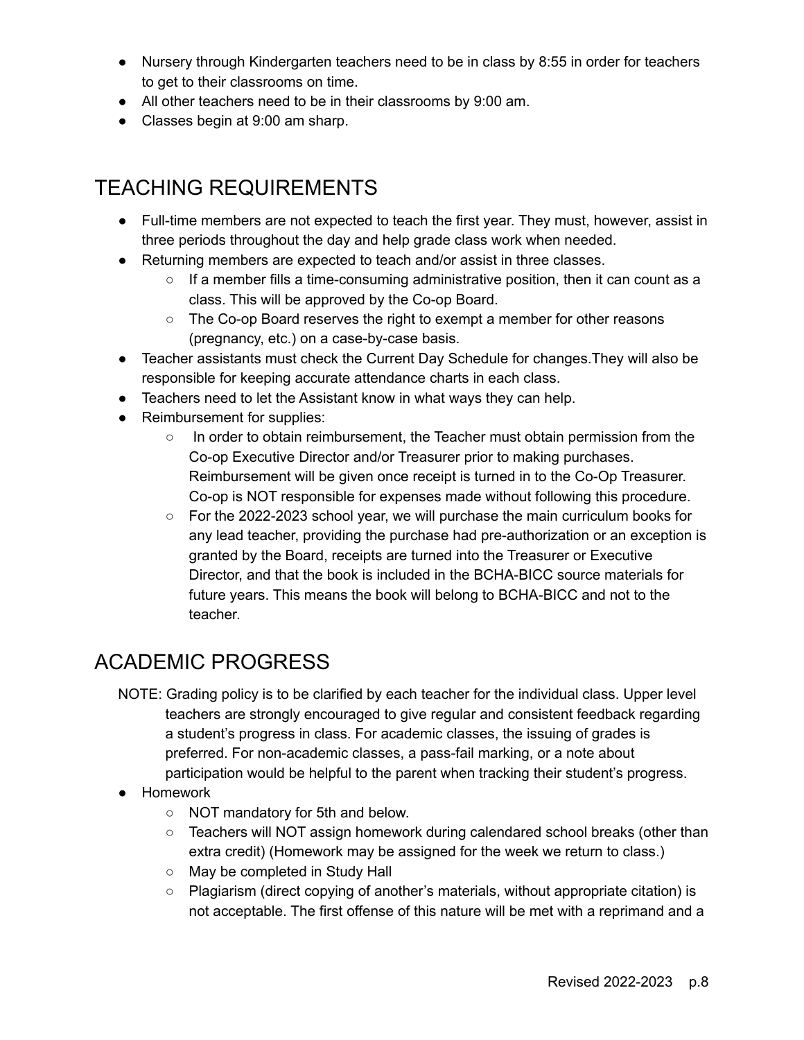- Nursery through Kindergarten teachers need to be in class by 8:55 in order for teachers to get to their classrooms on time.
- All other teachers need to be in their classrooms by 9:00 am.
- Classes begin at 9:00 am sharp.

## TEACHING REQUIREMENTS

- Full-time members are not expected to teach the first year. They must, however, assist in three periods throughout the day and help grade class work when needed.
- Returning members are expected to teach and/or assist in three classes.
    - If a member fills a time-consuming administrative position, then it can count as a class. This will be approved by the Co-op Board.
    - The Co-op Board reserves the right to exempt a member for other reasons (pregnancy, etc.) on a case-by-case basis.
- Teacher assistants must check the Current Day Schedule for changes.They will also be responsible for keeping accurate attendance charts in each class.
- Teachers need to let the Assistant know in what ways they can help.
- Reimbursement for supplies:
    - In order to obtain reimbursement, the Teacher must obtain permission from the Co-op Executive Director and/or Treasurer prior to making purchases. Reimbursement will be given once receipt is turned in to the Co-Op Treasurer. Co-op is NOT responsible for expenses made without following this procedure.
    - For the 2022-2023 school year, we will purchase the main curriculum books for any lead teacher, providing the purchase had pre-authorization or an exception is granted by the Board, receipts are turned into the Treasurer or Executive Director, and that the book is included in the BCHA-BICC source materials for future years. This means the book will belong to BCHA-BICC and not to the teacher.

## ACADEMIC PROGRESS

NOTE: Grading policy is to be clarified by each teacher for the individual class. Upper level teachers are strongly encouraged to give regular and consistent feedback regarding a student's progress in class. For academic classes, the issuing of grades is preferred. For non-academic classes, a pass-fail marking, or a note about participation would be helpful to the parent when tracking their student's progress.

- Homework
    - NOT mandatory for 5th and below.
    - Teachers will NOT assign homework during calendared school breaks (other than extra credit) (Homework may be assigned for the week we return to class.)
    - May be completed in Study Hall
    - Plagiarism (direct copying of another's materials, without appropriate citation) is not acceptable. The first offense of this nature will be met with a reprimand and a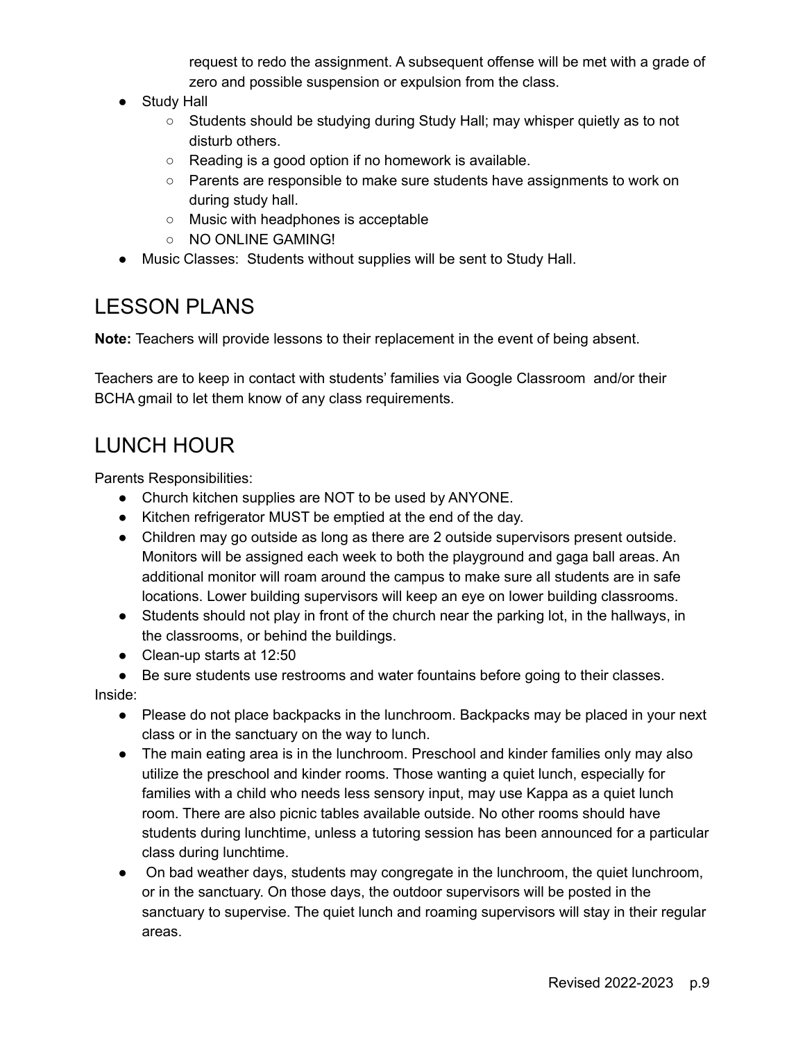request to redo the assignment. A subsequent offense will be met with a grade of zero and possible suspension or expulsion from the class.

- Study Hall
  - Students should be studying during Study Hall; may whisper quietly as to not disturb others.
  - Reading is a good option if no homework is available.
  - Parents are responsible to make sure students have assignments to work on during study hall.
  - Music with headphones is acceptable
  - NO ONLINE GAMING!
- Music Classes:  Students without supplies will be sent to Study Hall.

## LESSON PLANS

**Note:** Teachers will provide lessons to their replacement in the event of being absent.

Teachers are to keep in contact with students' families via Google Classroom  and/or their BCHA gmail to let them know of any class requirements.

## LUNCH HOUR

Parents Responsibilities:

- Church kitchen supplies are NOT to be used by ANYONE.
- Kitchen refrigerator MUST be emptied at the end of the day.
- Children may go outside as long as there are 2 outside supervisors present outside. Monitors will be assigned each week to both the playground and gaga ball areas. An additional monitor will roam around the campus to make sure all students are in safe locations. Lower building supervisors will keep an eye on lower building classrooms.
- Students should not play in front of the church near the parking lot, in the hallways, in the classrooms, or behind the buildings.
- Clean-up starts at 12:50
- Be sure students use restrooms and water fountains before going to their classes.

Inside:

- Please do not place backpacks in the lunchroom. Backpacks may be placed in your next class or in the sanctuary on the way to lunch.
- The main eating area is in the lunchroom. Preschool and kinder families only may also utilize the preschool and kinder rooms. Those wanting a quiet lunch, especially for families with a child who needs less sensory input, may use Kappa as a quiet lunch room. There are also picnic tables available outside. No other rooms should have students during lunchtime, unless a tutoring session has been announced for a particular class during lunchtime.
- On bad weather days, students may congregate in the lunchroom, the quiet lunchroom, or in the sanctuary. On those days, the outdoor supervisors will be posted in the sanctuary to supervise. The quiet lunch and roaming supervisors will stay in their regular areas.

Revised 2022-2023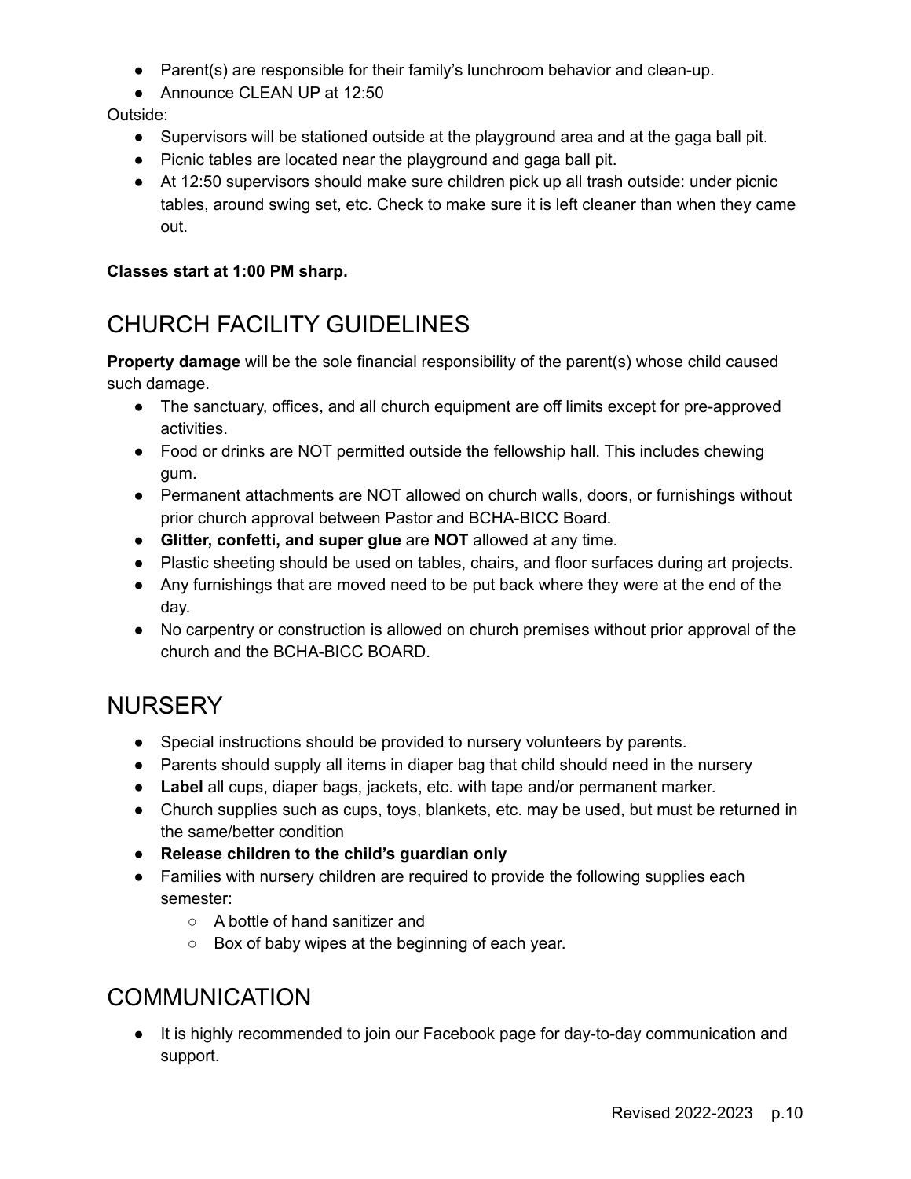- Parent(s) are responsible for their family's lunchroom behavior and clean-up.
- Announce CLEAN UP at 12:50

Outside:

- Supervisors will be stationed outside at the playground area and at the gaga ball pit.
- Picnic tables are located near the playground and gaga ball pit.
- At 12:50 supervisors should make sure children pick up all trash outside: under picnic tables, around swing set, etc. Check to make sure it is left cleaner than when they came out.

**Classes start at 1:00 PM sharp.**

## CHURCH FACILITY GUIDELINES

**Property damage** will be the sole financial responsibility of the parent(s) whose child caused such damage.

- The sanctuary, offices, and all church equipment are off limits except for pre-approved activities.
- Food or drinks are NOT permitted outside the fellowship hall. This includes chewing gum.
- Permanent attachments are NOT allowed on church walls, doors, or furnishings without prior church approval between Pastor and BCHA-BICC Board.
- **Glitter, confetti, and super glue** are **NOT** allowed at any time.
- Plastic sheeting should be used on tables, chairs, and floor surfaces during art projects.
- Any furnishings that are moved need to be put back where they were at the end of the day.
- No carpentry or construction is allowed on church premises without prior approval of the church and the BCHA-BICC BOARD.

## NURSERY

- Special instructions should be provided to nursery volunteers by parents.
- Parents should supply all items in diaper bag that child should need in the nursery
- **Label** all cups, diaper bags, jackets, etc. with tape and/or permanent marker.
- Church supplies such as cups, toys, blankets, etc. may be used, but must be returned in the same/better condition
- **Release children to the child's guardian only**
- Families with nursery children are required to provide the following supplies each semester:
  - A bottle of hand sanitizer and
  - Box of baby wipes at the beginning of each year.

## COMMUNICATION

- It is highly recommended to join our Facebook page for day-to-day communication and support.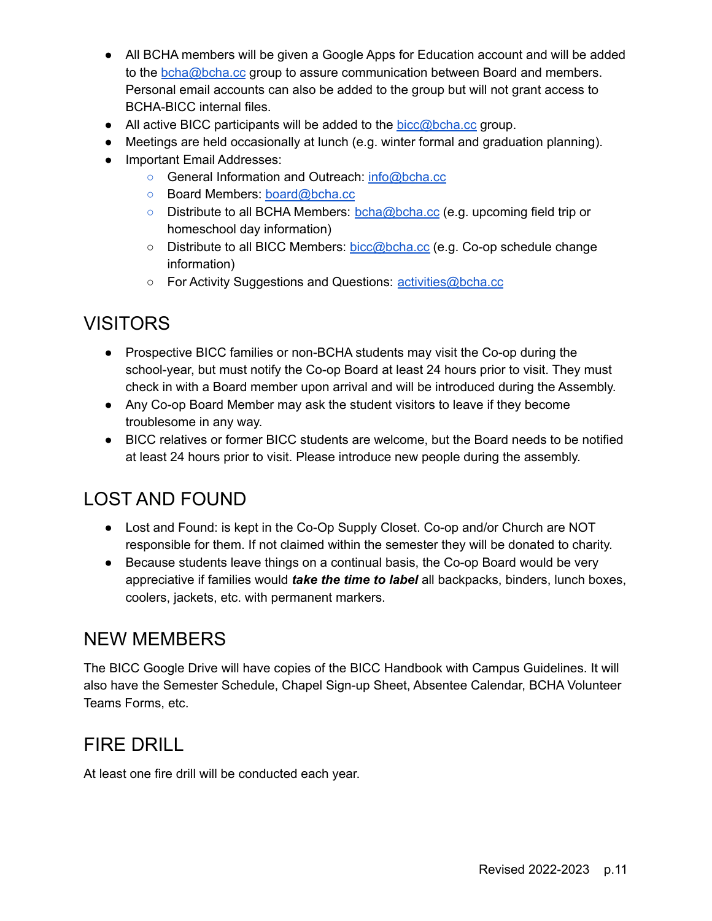- All BCHA members will be given a Google Apps for Education account and will be added to the bcha@bcha.cc group to assure communication between Board and members. Personal email accounts can also be added to the group but will not grant access to BCHA-BICC internal files.
- All active BICC participants will be added to the bicc@bcha.cc group.
- Meetings are held occasionally at lunch (e.g. winter formal and graduation planning).
- Important Email Addresses:
  - General Information and Outreach: info@bcha.cc
  - Board Members: board@bcha.cc
  - Distribute to all BCHA Members: bcha@bcha.cc (e.g. upcoming field trip or homeschool day information)
  - Distribute to all BICC Members: bicc@bcha.cc (e.g. Co-op schedule change information)
  - For Activity Suggestions and Questions: activities@bcha.cc

## VISITORS

- Prospective BICC families or non-BCHA students may visit the Co-op during the school-year, but must notify the Co-op Board at least 24 hours prior to visit. They must check in with a Board member upon arrival and will be introduced during the Assembly.
- Any Co-op Board Member may ask the student visitors to leave if they become troublesome in any way.
- BICC relatives or former BICC students are welcome, but the Board needs to be notified at least 24 hours prior to visit. Please introduce new people during the assembly.

## LOST AND FOUND

- Lost and Found: is kept in the Co-Op Supply Closet. Co-op and/or Church are NOT responsible for them. If not claimed within the semester they will be donated to charity.
- Because students leave things on a continual basis, the Co-op Board would be very appreciative if families would ***take the time to label*** all backpacks, binders, lunch boxes, coolers, jackets, etc. with permanent markers.

## NEW MEMBERS

The BICC Google Drive will have copies of the BICC Handbook with Campus Guidelines. It will also have the Semester Schedule, Chapel Sign-up Sheet, Absentee Calendar, BCHA Volunteer Teams Forms, etc.

## FIRE DRILL

At least one fire drill will be conducted each year.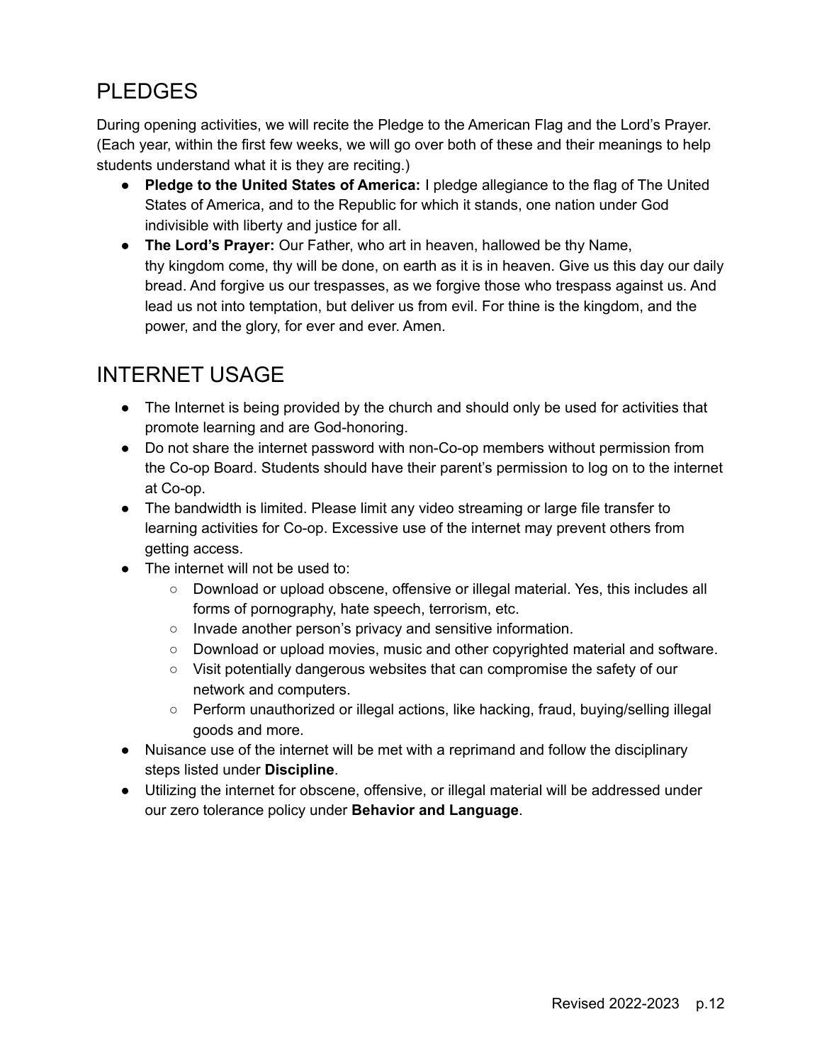## PLEDGES

During opening activities, we will recite the Pledge to the American Flag and the Lord's Prayer. (Each year, within the first few weeks, we will go over both of these and their meanings to help students understand what it is they are reciting.)

- **Pledge to the United States of America:** I pledge allegiance to the flag of The United States of America, and to the Republic for which it stands, one nation under God indivisible with liberty and justice for all.
- **The Lord's Prayer:** Our Father, who art in heaven, hallowed be thy Name, thy kingdom come, thy will be done, on earth as it is in heaven. Give us this day our daily bread. And forgive us our trespasses, as we forgive those who trespass against us. And lead us not into temptation, but deliver us from evil. For thine is the kingdom, and the power, and the glory, for ever and ever. Amen.

## INTERNET USAGE

- The Internet is being provided by the church and should only be used for activities that promote learning and are God-honoring.
- Do not share the internet password with non-Co-op members without permission from the Co-op Board. Students should have their parent's permission to log on to the internet at Co-op.
- The bandwidth is limited. Please limit any video streaming or large file transfer to learning activities for Co-op. Excessive use of the internet may prevent others from getting access.
- The internet will not be used to:
  - Download or upload obscene, offensive or illegal material. Yes, this includes all forms of pornography, hate speech, terrorism, etc.
  - Invade another person's privacy and sensitive information.
  - Download or upload movies, music and other copyrighted material and software.
  - Visit potentially dangerous websites that can compromise the safety of our network and computers.
  - Perform unauthorized or illegal actions, like hacking, fraud, buying/selling illegal goods and more.
- Nuisance use of the internet will be met with a reprimand and follow the disciplinary steps listed under **Discipline**.
- Utilizing the internet for obscene, offensive, or illegal material will be addressed under our zero tolerance policy under **Behavior and Language**.